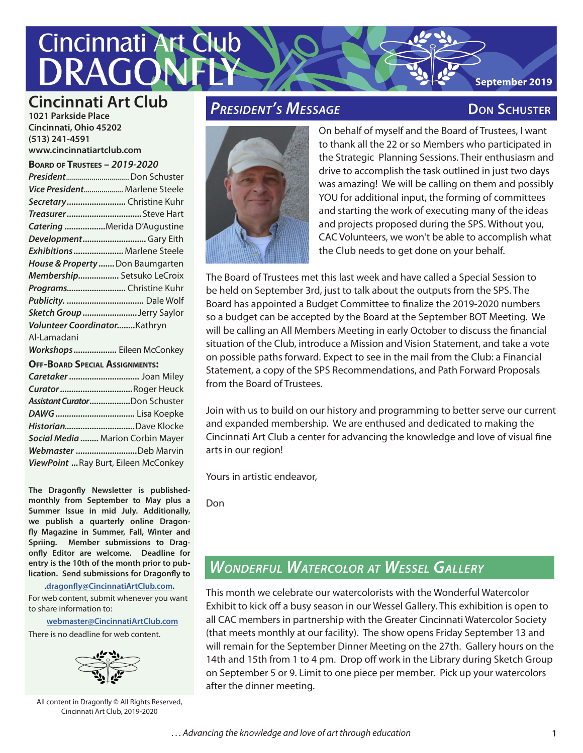# Cincinnati Art Club DRAGONFLY

September 2019

## Cincinnati Art Club

**1021 Parkside Place**
**Cincinnati, Ohio 45202**
**(513) 241-4591**
**www.cincinnatiartclub.com**

**Board of Trustees – *2019-2020***

- *President*................................ Don Schuster
- *Vice President*.................... Marlene Steele
- *Secretary*.......................... Christine Kuhr
- *Treasurer*................................ Steve Hart
- *Catering* ..................Merida D'Augustine
- *Development*........................... Gary Eith
- *Exhibitions*...................... Marlene Steele
- *House & Property*....... Don Baumgarten
- *Membership*.................. Setsuko LeCroix
- *Programs*.......................... Christine Kuhr
- *Publicity*. .................................. Dale Wolf
- *Sketch Group*........................ Jerry Saylor
- *Volunteer Coordinator*........Kathryn Al-Lamadani
- *Workshops*................... Eileen McConkey

**Off-Board Special Assignments:**

- *Caretaker*.............................. Joan Miley
- *Curator*................................Roger Heuck
- *Assistant Curator*..................Don Schuster
- *DAWG*.................................. Lisa Koepke
- *Historian*...............................Dave Klocke
- *Social Media*........ Marion Corbin Mayer
- *Webmaster*...........................Deb Marvin
- *ViewPoint* ...Ray Burt, Eileen McConkey

**The Dragonfly Newsletter is published-monthly from September to May plus a Summer Issue in mid July. Additionally, we publish a quarterly online Dragonfly Magazine in Summer, Fall, Winter and Spring. Member submissions to Dragonfly Editor are welcome. Deadline for entry is the 10th of the month prior to publication. Send submissions for Dragonfly to .dragonfly@CincinnatiArtClub.com.**

For web content, submit whenever you want to share information to:

**webmaster@CincinnatiArtClub.com**

There is no deadline for web content.

All content in Dragonfly © All Rights Reserved, Cincinnati Art Club, 2019-2020

## *President's Message* — Don Schuster

On behalf of myself and the Board of Trustees, I want to thank all the 22 or so Members who participated in the Strategic Planning Sessions. Their enthusiasm and drive to accomplish the task outlined in just two days was amazing! We will be calling on them and possibly YOU for additional input, the forming of committees and starting the work of executing many of the ideas and projects proposed during the SPS. Without you, CAC Volunteers, we won't be able to accomplish what the Club needs to get done on your behalf.

The Board of Trustees met this last week and have called a Special Session to be held on September 3rd, just to talk about the outputs from the SPS. The Board has appointed a Budget Committee to finalize the 2019-2020 numbers so a budget can be accepted by the Board at the September BOT Meeting. We will be calling an All Members Meeting in early October to discuss the financial situation of the Club, introduce a Mission and Vision Statement, and take a vote on possible paths forward. Expect to see in the mail from the Club: a Financial Statement, a copy of the SPS Recommendations, and Path Forward Proposals from the Board of Trustees.

Join with us to build on our history and programming to better serve our current and expanded membership. We are enthused and dedicated to making the Cincinnati Art Club a center for advancing the knowledge and love of visual fine arts in our region!

Yours in artistic endeavor,

Don

## *Wonderful Watercolor at Wessel Gallery*

This month we celebrate our watercolorists with the Wonderful Watercolor Exhibit to kick off a busy season in our Wessel Gallery. This exhibition is open to all CAC members in partnership with the Greater Cincinnati Watercolor Society (that meets monthly at our facility). The show opens Friday September 13 and will remain for the September Dinner Meeting on the 27th. Gallery hours on the 14th and 15th from 1 to 4 pm. Drop off work in the Library during Sketch Group on September 5 or 9. Limit to one piece per member. Pick up your watercolors after the dinner meeting.

*. . . Advancing the knowledge and love of art through education*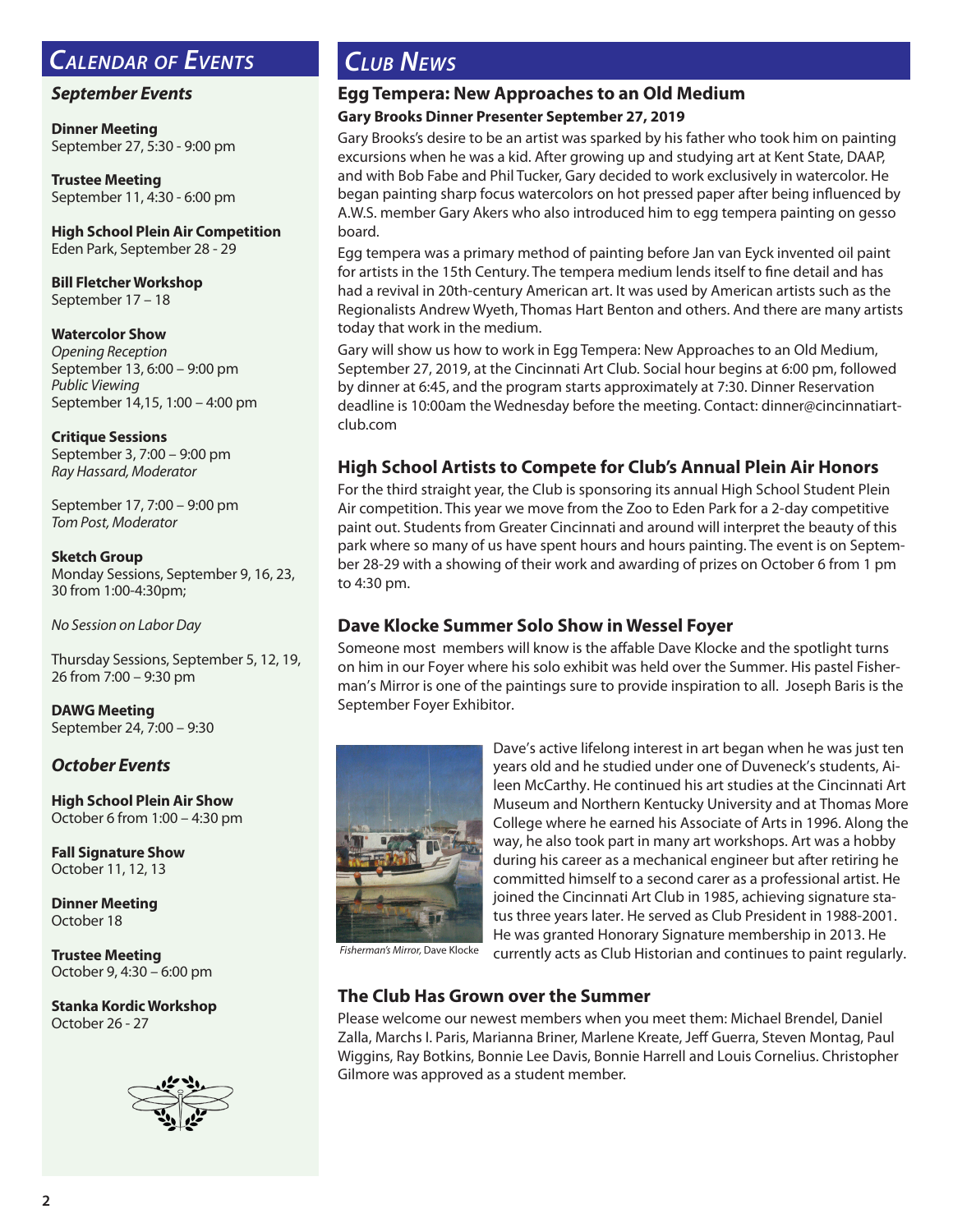## Calendar of Events

### September Events

**Dinner Meeting**
September 27, 5:30 - 9:00 pm

**Trustee Meeting**
September 11, 4:30 - 6:00 pm

**High School Plein Air Competition**
Eden Park, September 28 - 29

**Bill Fletcher Workshop**
September 17 – 18

**Watercolor Show**
*Opening Reception*
September 13, 6:00 – 9:00 pm
*Public Viewing*
September 14,15, 1:00 – 4:00 pm

**Critique Sessions**
September 3, 7:00 – 9:00 pm
*Ray Hassard, Moderator*

September 17, 7:00 – 9:00 pm
*Tom Post, Moderator*

**Sketch Group**
Monday Sessions, September 9, 16, 23, 30 from 1:00-4:30pm;

*No Session on Labor Day*

Thursday Sessions, September 5, 12, 19, 26 from 7:00 – 9:30 pm

**DAWG Meeting**
September 24, 7:00 – 9:30

### October Events

**High School Plein Air Show**
October 6 from 1:00 – 4:30 pm

**Fall Signature Show**
October 11, 12, 13

**Dinner Meeting**
October 18

**Trustee Meeting**
October 9, 4:30 – 6:00 pm

**Stanka Kordic Workshop**
October 26 - 27

## Club News

### Egg Tempera: New Approaches to an Old Medium

**Gary Brooks Dinner Presenter September 27, 2019**

Gary Brooks's desire to be an artist was sparked by his father who took him on painting excursions when he was a kid. After growing up and studying art at Kent State, DAAP, and with Bob Fabe and Phil Tucker, Gary decided to work exclusively in watercolor. He began painting sharp focus watercolors on hot pressed paper after being influenced by A.W.S. member Gary Akers who also introduced him to egg tempera painting on gesso board.

Egg tempera was a primary method of painting before Jan van Eyck invented oil paint for artists in the 15th Century. The tempera medium lends itself to fine detail and has had a revival in 20th-century American art. It was used by American artists such as the Regionalists Andrew Wyeth, Thomas Hart Benton and others. And there are many artists today that work in the medium.

Gary will show us how to work in Egg Tempera: New Approaches to an Old Medium, September 27, 2019, at the Cincinnati Art Club. Social hour begins at 6:00 pm, followed by dinner at 6:45, and the program starts approximately at 7:30. Dinner Reservation deadline is 10:00am the Wednesday before the meeting. Contact: dinner@cincinnatiart-club.com

### High School Artists to Compete for Club's Annual Plein Air Honors

For the third straight year, the Club is sponsoring its annual High School Student Plein Air competition. This year we move from the Zoo to Eden Park for a 2-day competitive paint out. Students from Greater Cincinnati and around will interpret the beauty of this park where so many of us have spent hours and hours painting. The event is on September 28-29 with a showing of their work and awarding of prizes on October 6 from 1 pm to 4:30 pm.

### Dave Klocke Summer Solo Show in Wessel Foyer

Someone most members will know is the affable Dave Klocke and the spotlight turns on him in our Foyer where his solo exhibit was held over the Summer. His pastel Fisherman's Mirror is one of the paintings sure to provide inspiration to all. Joseph Baris is the September Foyer Exhibitor.

*Fisherman's Mirror,* Dave Klocke

Dave's active lifelong interest in art began when he was just ten years old and he studied under one of Duveneck's students, Aileen McCarthy. He continued his art studies at the Cincinnati Art Museum and Northern Kentucky University and at Thomas More College where he earned his Associate of Arts in 1996. Along the way, he also took part in many art workshops. Art was a hobby during his career as a mechanical engineer but after retiring he committed himself to a second carer as a professional artist. He joined the Cincinnati Art Club in 1985, achieving signature status three years later. He served as Club President in 1988-2001. He was granted Honorary Signature membership in 2013. He currently acts as Club Historian and continues to paint regularly.

### The Club Has Grown over the Summer

Please welcome our newest members when you meet them: Michael Brendel, Daniel Zalla, Marchs I. Paris, Marianna Briner, Marlene Kreate, Jeff Guerra, Steven Montag, Paul Wiggins, Ray Botkins, Bonnie Lee Davis, Bonnie Harrell and Louis Cornelius. Christopher Gilmore was approved as a student member.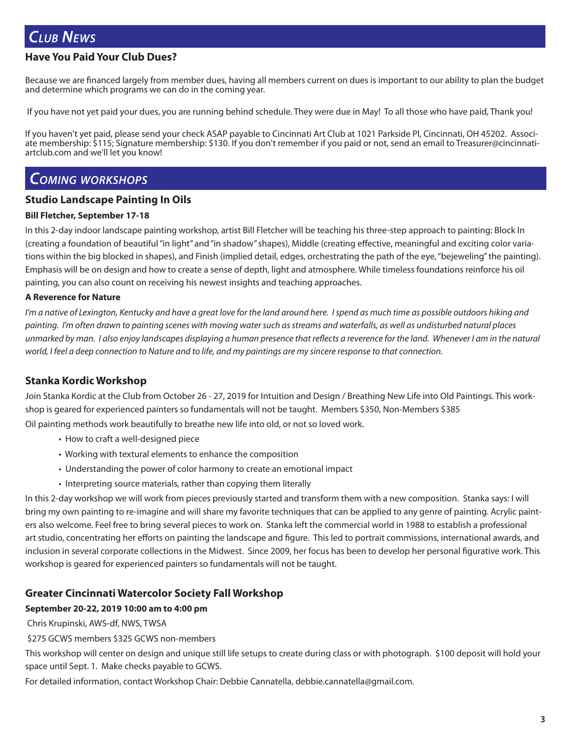# *Club News*

### Have You Paid Your Club Dues?

Because we are financed largely from member dues, having all members current on dues is important to our ability to plan the budget and determine which programs we can do in the coming year.

If you have not yet paid your dues, you are running behind schedule. They were due in May! To all those who have paid, Thank you!

If you haven't yet paid, please send your check ASAP payable to Cincinnati Art Club at 1021 Parkside Pl, Cincinnati, OH 45202. Associate membership: $115; Signature membership: $130. If you don't remember if you paid or not, send an email to Treasurer@cincinnatiartclub.com and we'll let you know!

# *Coming workshops*

### Studio Landscape Painting In Oils

**Bill Fletcher, September 17-18**

In this 2-day indoor landscape painting workshop, artist Bill Fletcher will be teaching his three-step approach to painting: Block In (creating a foundation of beautiful "in light" and "in shadow" shapes), Middle (creating effective, meaningful and exciting color variations within the big blocked in shapes), and Finish (implied detail, edges, orchestrating the path of the eye, "bejeweling" the painting). Emphasis will be on design and how to create a sense of depth, light and atmosphere. While timeless foundations reinforce his oil painting, you can also count on receiving his newest insights and teaching approaches.

**A Reverence for Nature**

*I'm a native of Lexington, Kentucky and have a great love for the land around here. I spend as much time as possible outdoors hiking and painting. I'm often drawn to painting scenes with moving water such as streams and waterfalls, as well as undisturbed natural places unmarked by man. I also enjoy landscapes displaying a human presence that reflects a reverence for the land. Whenever I am in the natural world, I feel a deep connection to Nature and to life, and my paintings are my sincere response to that connection.*

### Stanka Kordic Workshop

Join Stanka Kordic at the Club from October 26 - 27, 2019 for Intuition and Design / Breathing New Life into Old Paintings. This workshop is geared for experienced painters so fundamentals will not be taught. Members $350, Non-Members $385

Oil painting methods work beautifully to breathe new life into old, or not so loved work.

- How to craft a well-designed piece
- Working with textural elements to enhance the composition
- Understanding the power of color harmony to create an emotional impact
- Interpreting source materials, rather than copying them literally

In this 2-day workshop we will work from pieces previously started and transform them with a new composition. Stanka says: I will bring my own painting to re-imagine and will share my favorite techniques that can be applied to any genre of painting. Acrylic painters also welcome. Feel free to bring several pieces to work on. Stanka left the commercial world in 1988 to establish a professional art studio, concentrating her efforts on painting the landscape and figure. This led to portrait commissions, international awards, and inclusion in several corporate collections in the Midwest. Since 2009, her focus has been to develop her personal figurative work. This workshop is geared for experienced painters so fundamentals will not be taught.

### Greater Cincinnati Watercolor Society Fall Workshop

**September 20-22, 2019 10:00 am to 4:00 pm**

Chris Krupinski, AWS-df, NWS, TWSA

$275 GCWS members $325 GCWS non-members

This workshop will center on design and unique still life setups to create during class or with photograph. $100 deposit will hold your space until Sept. 1. Make checks payable to GCWS.

For detailed information, contact Workshop Chair: Debbie Cannatella, debbie.cannatella@gmail.com.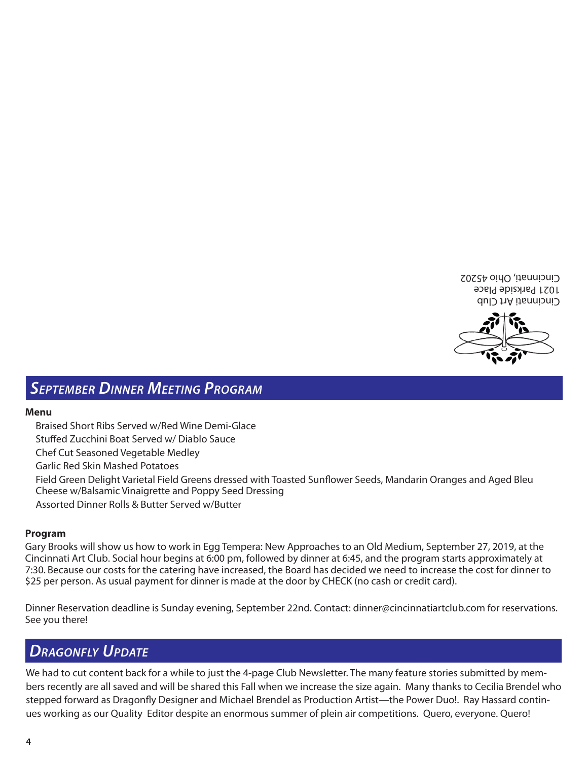Cincinnati Art Club
1021 Parkside Place
Cincinnati, Ohio 45202

## *September Dinner Meeting Program*

**Menu**

Braised Short Ribs Served w/Red Wine Demi-Glace
Stuffed Zucchini Boat Served w/ Diablo Sauce
Chef Cut Seasoned Vegetable Medley
Garlic Red Skin Mashed Potatoes
Field Green Delight Varietal Field Greens dressed with Toasted Sunflower Seeds, Mandarin Oranges and Aged Bleu Cheese w/Balsamic Vinaigrette and Poppy Seed Dressing
Assorted Dinner Rolls & Butter Served w/Butter

**Program**

Gary Brooks will show us how to work in Egg Tempera: New Approaches to an Old Medium, September 27, 2019, at the Cincinnati Art Club. Social hour begins at 6:00 pm, followed by dinner at 6:45, and the program starts approximately at 7:30. Because our costs for the catering have increased, the Board has decided we need to increase the cost for dinner to $25 per person. As usual payment for dinner is made at the door by CHECK (no cash or credit card).

Dinner Reservation deadline is Sunday evening, September 22nd. Contact: dinner@cincinnatiartclub.com for reservations. See you there!

## *Dragonfly Update*

We had to cut content back for a while to just the 4-page Club Newsletter. The many feature stories submitted by members recently are all saved and will be shared this Fall when we increase the size again. Many thanks to Cecilia Brendel who stepped forward as Dragonfly Designer and Michael Brendel as Production Artist—the Power Duo!. Ray Hassard continues working as our Quality Editor despite an enormous summer of plein air competitions. Quero, everyone. Quero!